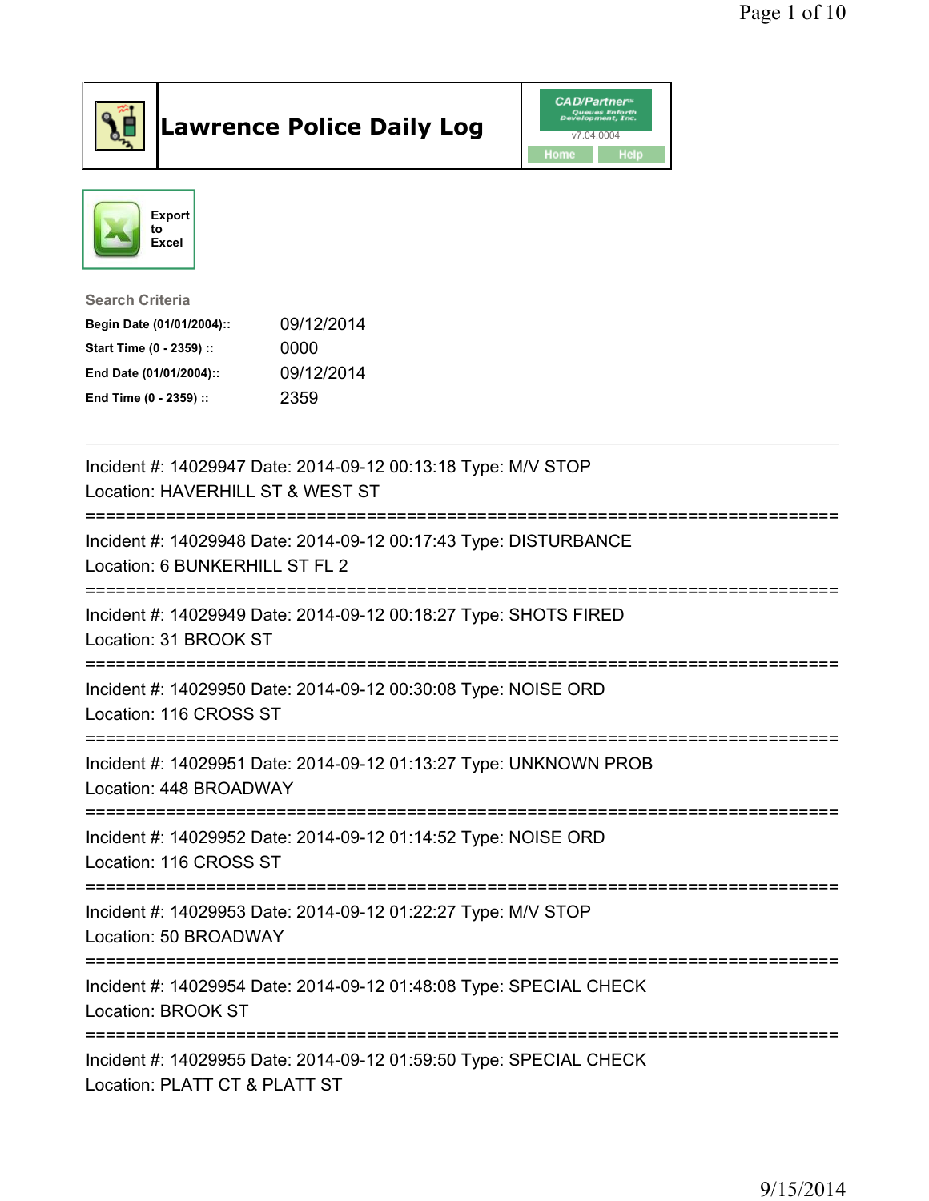# Lawrence Police Daily Log

CAD/Partner
v7.04.0004

Home Help

Export to Excel

Search Criteria

| | |
|---|---|
| **Begin Date (01/01/2004)::** | 09/12/2014 |
| **Start Time (0 - 2359) ::** | 0000 |
| **End Date (01/01/2004)::** | 09/12/2014 |
| **End Time (0 - 2359) ::** | 2359 |

---

Incident #: 14029947 Date: 2014-09-12 00:13:18 Type: M/V STOP
Location: HAVERHILL ST & WEST ST

===========================================================================

Incident #: 14029948 Date: 2014-09-12 00:17:43 Type: DISTURBANCE
Location: 6 BUNKERHILL ST FL 2

===========================================================================

Incident #: 14029949 Date: 2014-09-12 00:18:27 Type: SHOTS FIRED
Location: 31 BROOK ST

===========================================================================

Incident #: 14029950 Date: 2014-09-12 00:30:08 Type: NOISE ORD
Location: 116 CROSS ST

===========================================================================

Incident #: 14029951 Date: 2014-09-12 01:13:27 Type: UNKNOWN PROB
Location: 448 BROADWAY

===========================================================================

Incident #: 14029952 Date: 2014-09-12 01:14:52 Type: NOISE ORD
Location: 116 CROSS ST

===========================================================================

Incident #: 14029953 Date: 2014-09-12 01:22:27 Type: M/V STOP
Location: 50 BROADWAY

===========================================================================

Incident #: 14029954 Date: 2014-09-12 01:48:08 Type: SPECIAL CHECK
Location: BROOK ST

===========================================================================

Incident #: 14029955 Date: 2014-09-12 01:59:50 Type: SPECIAL CHECK
Location: PLATT CT & PLATT ST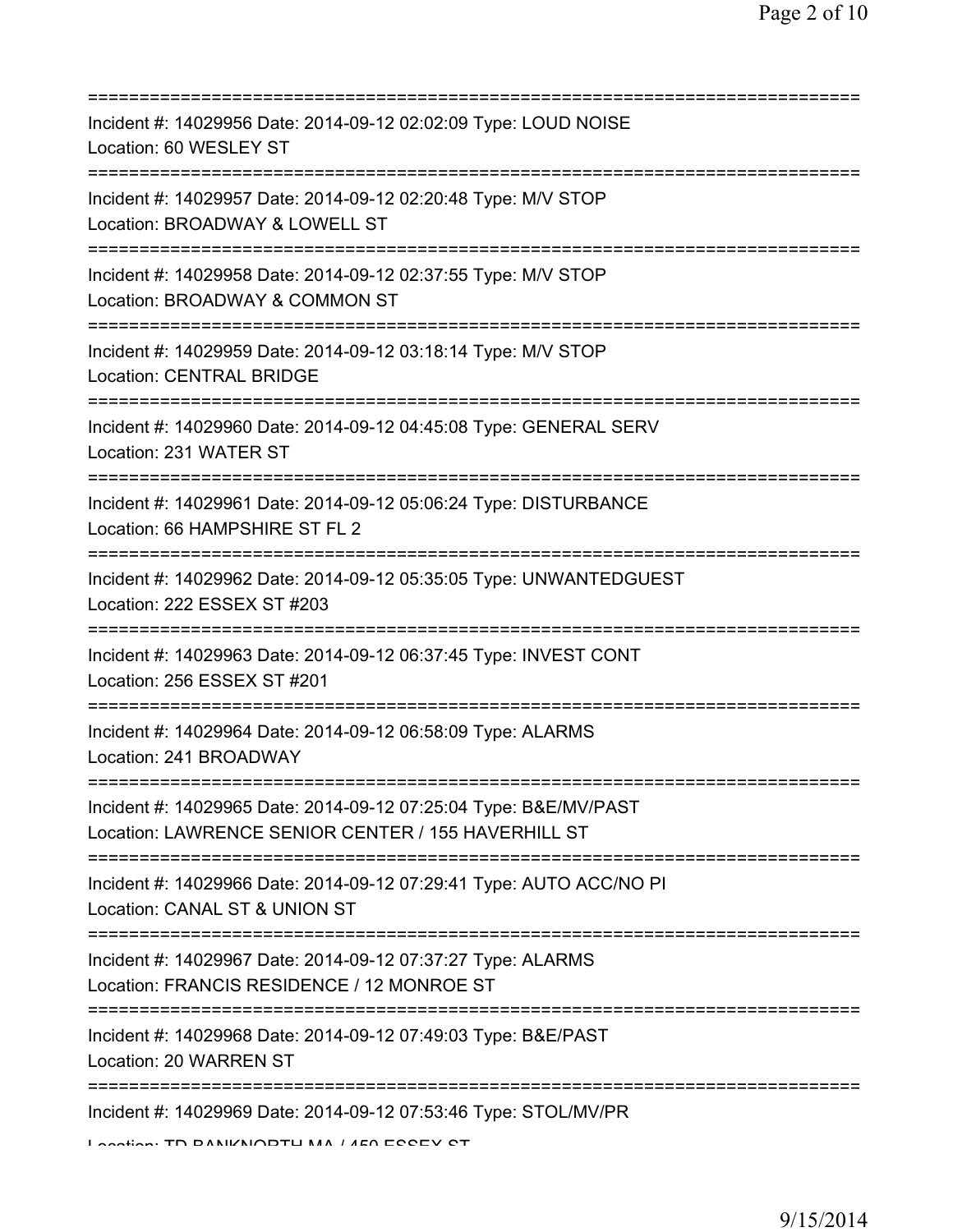===========================================================================

Incident #: 14029956 Date: 2014-09-12 02:02:09 Type: LOUD NOISE
Location: 60 WESLEY ST

===========================================================================

Incident #: 14029957 Date: 2014-09-12 02:20:48 Type: M/V STOP
Location: BROADWAY & LOWELL ST

===========================================================================

Incident #: 14029958 Date: 2014-09-12 02:37:55 Type: M/V STOP
Location: BROADWAY & COMMON ST

===========================================================================

Incident #: 14029959 Date: 2014-09-12 03:18:14 Type: M/V STOP
Location: CENTRAL BRIDGE

===========================================================================

Incident #: 14029960 Date: 2014-09-12 04:45:08 Type: GENERAL SERV
Location: 231 WATER ST

===========================================================================

Incident #: 14029961 Date: 2014-09-12 05:06:24 Type: DISTURBANCE
Location: 66 HAMPSHIRE ST FL 2

===========================================================================

Incident #: 14029962 Date: 2014-09-12 05:35:05 Type: UNWANTEDGUEST
Location: 222 ESSEX ST #203

===========================================================================

Incident #: 14029963 Date: 2014-09-12 06:37:45 Type: INVEST CONT
Location: 256 ESSEX ST #201

===========================================================================

Incident #: 14029964 Date: 2014-09-12 06:58:09 Type: ALARMS
Location: 241 BROADWAY

===========================================================================

Incident #: 14029965 Date: 2014-09-12 07:25:04 Type: B&E/MV/PAST
Location: LAWRENCE SENIOR CENTER / 155 HAVERHILL ST

===========================================================================

Incident #: 14029966 Date: 2014-09-12 07:29:41 Type: AUTO ACC/NO PI
Location: CANAL ST & UNION ST

===========================================================================

Incident #: 14029967 Date: 2014-09-12 07:37:27 Type: ALARMS
Location: FRANCIS RESIDENCE / 12 MONROE ST

===========================================================================

Incident #: 14029968 Date: 2014-09-12 07:49:03 Type: B&E/PAST
Location: 20 WARREN ST

===========================================================================

Incident #: 14029969 Date: 2014-09-12 07:53:46 Type: STOL/MV/PR
Location: TD BANKNORTH MA / 450 ESSEX ST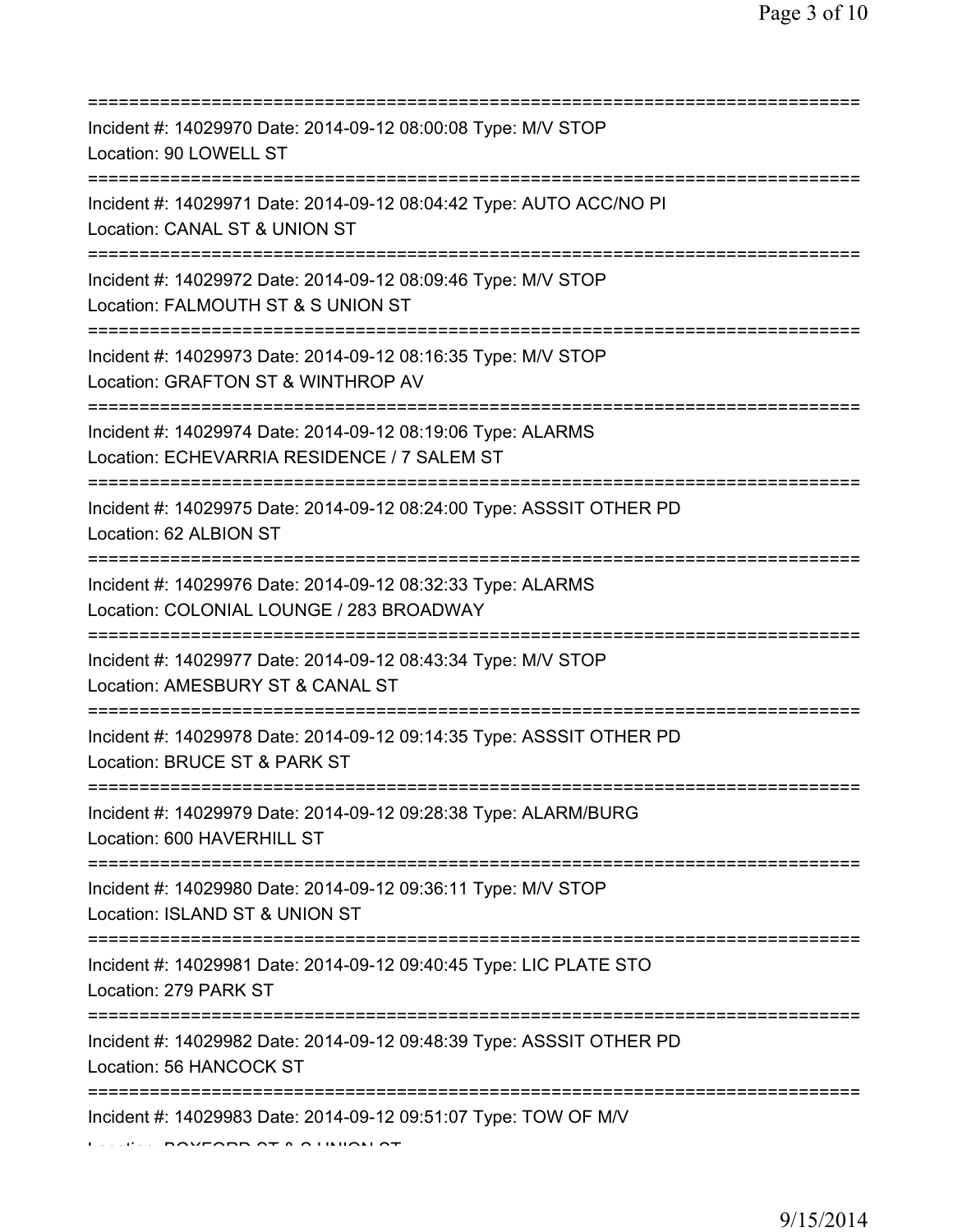===========================================================================
Incident #: 14029970 Date: 2014-09-12 08:00:08 Type: M/V STOP
Location: 90 LOWELL ST
===========================================================================
Incident #: 14029971 Date: 2014-09-12 08:04:42 Type: AUTO ACC/NO PI
Location: CANAL ST & UNION ST
===========================================================================
Incident #: 14029972 Date: 2014-09-12 08:09:46 Type: M/V STOP
Location: FALMOUTH ST & S UNION ST
===========================================================================
Incident #: 14029973 Date: 2014-09-12 08:16:35 Type: M/V STOP
Location: GRAFTON ST & WINTHROP AV
===========================================================================
Incident #: 14029974 Date: 2014-09-12 08:19:06 Type: ALARMS
Location: ECHEVARRIA RESIDENCE / 7 SALEM ST
===========================================================================
Incident #: 14029975 Date: 2014-09-12 08:24:00 Type: ASSSIT OTHER PD
Location: 62 ALBION ST
===========================================================================
Incident #: 14029976 Date: 2014-09-12 08:32:33 Type: ALARMS
Location: COLONIAL LOUNGE / 283 BROADWAY
===========================================================================
Incident #: 14029977 Date: 2014-09-12 08:43:34 Type: M/V STOP
Location: AMESBURY ST & CANAL ST
===========================================================================
Incident #: 14029978 Date: 2014-09-12 09:14:35 Type: ASSSIT OTHER PD
Location: BRUCE ST & PARK ST
===========================================================================
Incident #: 14029979 Date: 2014-09-12 09:28:38 Type: ALARM/BURG
Location: 600 HAVERHILL ST
===========================================================================
Incident #: 14029980 Date: 2014-09-12 09:36:11 Type: M/V STOP
Location: ISLAND ST & UNION ST
===========================================================================
Incident #: 14029981 Date: 2014-09-12 09:40:45 Type: LIC PLATE STO
Location: 279 PARK ST
===========================================================================
Incident #: 14029982 Date: 2014-09-12 09:48:39 Type: ASSSIT OTHER PD
Location: 56 HANCOCK ST
===========================================================================
Incident #: 14029983 Date: 2014-09-12 09:51:07 Type: TOW OF M/V
Location: BOXFORD ST & S UNION ST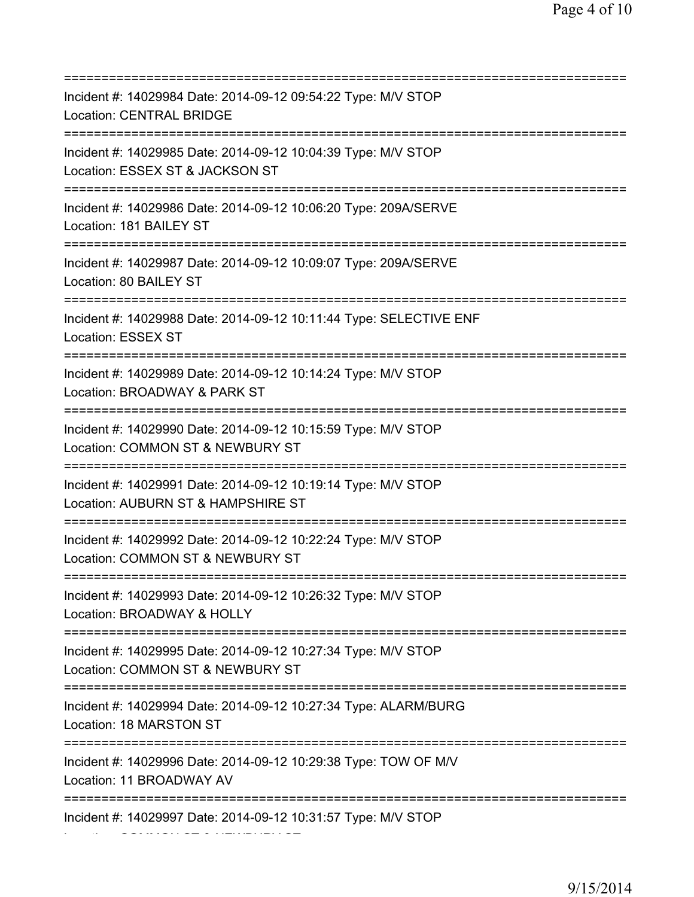===========================================================================
Incident #: 14029984 Date: 2014-09-12 09:54:22 Type: M/V STOP
Location: CENTRAL BRIDGE
===========================================================================
Incident #: 14029985 Date: 2014-09-12 10:04:39 Type: M/V STOP
Location: ESSEX ST & JACKSON ST
===========================================================================
Incident #: 14029986 Date: 2014-09-12 10:06:20 Type: 209A/SERVE
Location: 181 BAILEY ST
===========================================================================
Incident #: 14029987 Date: 2014-09-12 10:09:07 Type: 209A/SERVE
Location: 80 BAILEY ST
===========================================================================
Incident #: 14029988 Date: 2014-09-12 10:11:44 Type: SELECTIVE ENF
Location: ESSEX ST
===========================================================================
Incident #: 14029989 Date: 2014-09-12 10:14:24 Type: M/V STOP
Location: BROADWAY & PARK ST
===========================================================================
Incident #: 14029990 Date: 2014-09-12 10:15:59 Type: M/V STOP
Location: COMMON ST & NEWBURY ST
===========================================================================
Incident #: 14029991 Date: 2014-09-12 10:19:14 Type: M/V STOP
Location: AUBURN ST & HAMPSHIRE ST
===========================================================================
Incident #: 14029992 Date: 2014-09-12 10:22:24 Type: M/V STOP
Location: COMMON ST & NEWBURY ST
===========================================================================
Incident #: 14029993 Date: 2014-09-12 10:26:32 Type: M/V STOP
Location: BROADWAY & HOLLY
===========================================================================
Incident #: 14029995 Date: 2014-09-12 10:27:34 Type: M/V STOP
Location: COMMON ST & NEWBURY ST
===========================================================================
Incident #: 14029994 Date: 2014-09-12 10:27:34 Type: ALARM/BURG
Location: 18 MARSTON ST
===========================================================================
Incident #: 14029996 Date: 2014-09-12 10:29:38 Type: TOW OF M/V
Location: 11 BROADWAY AV
===========================================================================
Incident #: 14029997 Date: 2014-09-12 10:31:57 Type: M/V STOP
Location: COMMON ST & NEWBURY ST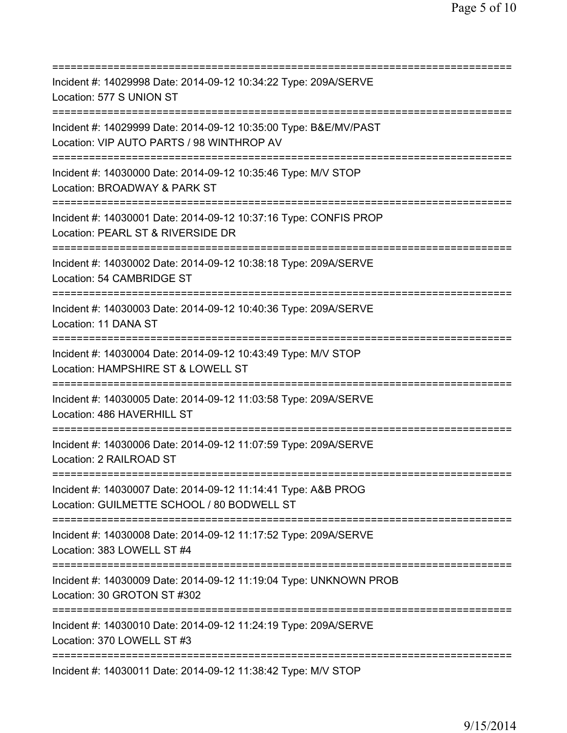===========================================================================
Incident #: 14029998 Date: 2014-09-12 10:34:22 Type: 209A/SERVE
Location: 577 S UNION ST
===========================================================================
Incident #: 14029999 Date: 2014-09-12 10:35:00 Type: B&E/MV/PAST
Location: VIP AUTO PARTS / 98 WINTHROP AV
===========================================================================
Incident #: 14030000 Date: 2014-09-12 10:35:46 Type: M/V STOP
Location: BROADWAY & PARK ST
===========================================================================
Incident #: 14030001 Date: 2014-09-12 10:37:16 Type: CONFIS PROP
Location: PEARL ST & RIVERSIDE DR
===========================================================================
Incident #: 14030002 Date: 2014-09-12 10:38:18 Type: 209A/SERVE
Location: 54 CAMBRIDGE ST
===========================================================================
Incident #: 14030003 Date: 2014-09-12 10:40:36 Type: 209A/SERVE
Location: 11 DANA ST
===========================================================================
Incident #: 14030004 Date: 2014-09-12 10:43:49 Type: M/V STOP
Location: HAMPSHIRE ST & LOWELL ST
===========================================================================
Incident #: 14030005 Date: 2014-09-12 11:03:58 Type: 209A/SERVE
Location: 486 HAVERHILL ST
===========================================================================
Incident #: 14030006 Date: 2014-09-12 11:07:59 Type: 209A/SERVE
Location: 2 RAILROAD ST
===========================================================================
Incident #: 14030007 Date: 2014-09-12 11:14:41 Type: A&B PROG
Location: GUILMETTE SCHOOL / 80 BODWELL ST
===========================================================================
Incident #: 14030008 Date: 2014-09-12 11:17:52 Type: 209A/SERVE
Location: 383 LOWELL ST #4
===========================================================================
Incident #: 14030009 Date: 2014-09-12 11:19:04 Type: UNKNOWN PROB
Location: 30 GROTON ST #302
===========================================================================
Incident #: 14030010 Date: 2014-09-12 11:24:19 Type: 209A/SERVE
Location: 370 LOWELL ST #3
===========================================================================
Incident #: 14030011 Date: 2014-09-12 11:38:42 Type: M/V STOP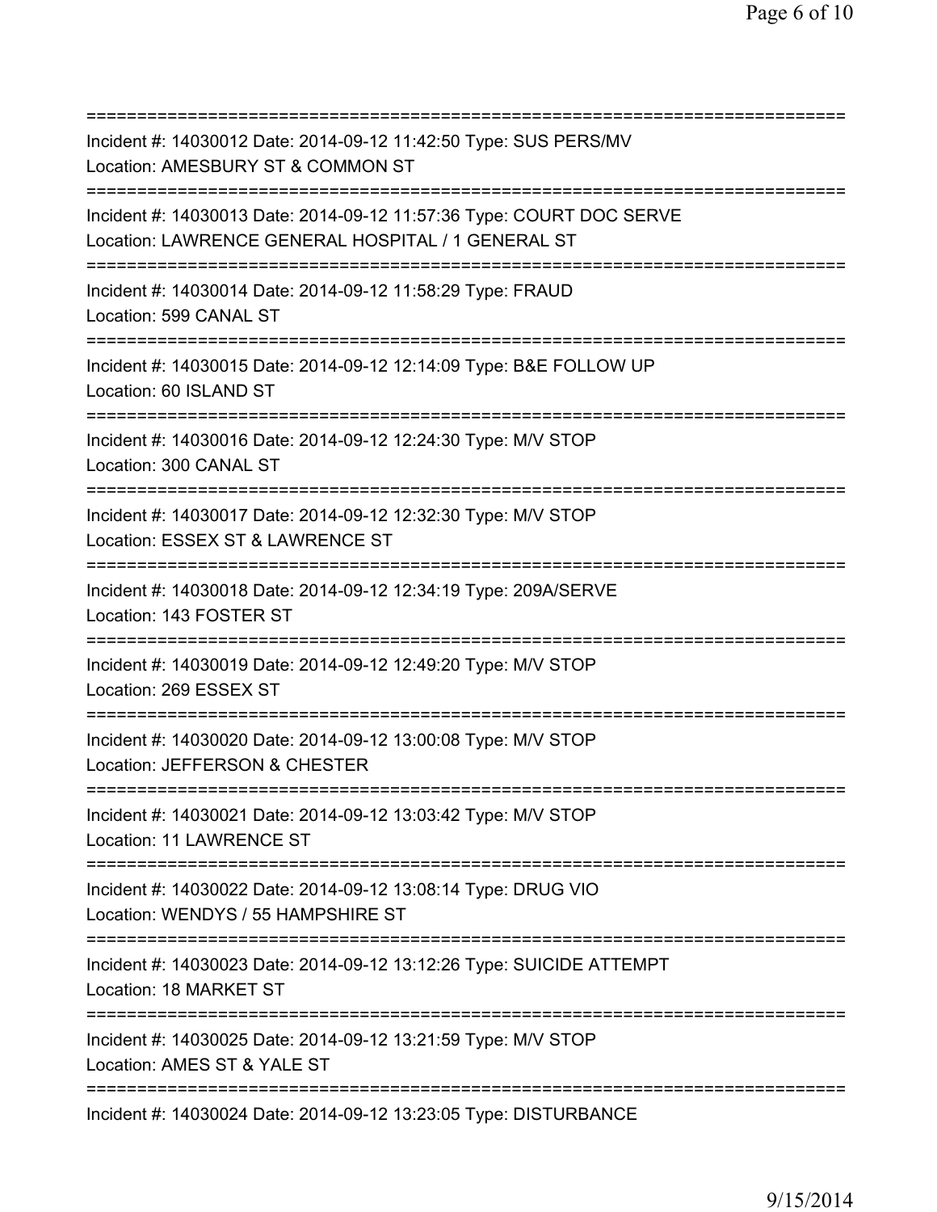===========================================================================

Incident #: 14030012 Date: 2014-09-12 11:42:50 Type: SUS PERS/MV
Location: AMESBURY ST & COMMON ST

===========================================================================

Incident #: 14030013 Date: 2014-09-12 11:57:36 Type: COURT DOC SERVE
Location: LAWRENCE GENERAL HOSPITAL / 1 GENERAL ST

===========================================================================

Incident #: 14030014 Date: 2014-09-12 11:58:29 Type: FRAUD
Location: 599 CANAL ST

===========================================================================

Incident #: 14030015 Date: 2014-09-12 12:14:09 Type: B&E FOLLOW UP
Location: 60 ISLAND ST

===========================================================================

Incident #: 14030016 Date: 2014-09-12 12:24:30 Type: M/V STOP
Location: 300 CANAL ST

===========================================================================

Incident #: 14030017 Date: 2014-09-12 12:32:30 Type: M/V STOP
Location: ESSEX ST & LAWRENCE ST

===========================================================================

Incident #: 14030018 Date: 2014-09-12 12:34:19 Type: 209A/SERVE
Location: 143 FOSTER ST

===========================================================================

Incident #: 14030019 Date: 2014-09-12 12:49:20 Type: M/V STOP
Location: 269 ESSEX ST

===========================================================================

Incident #: 14030020 Date: 2014-09-12 13:00:08 Type: M/V STOP
Location: JEFFERSON & CHESTER

===========================================================================

Incident #: 14030021 Date: 2014-09-12 13:03:42 Type: M/V STOP
Location: 11 LAWRENCE ST

===========================================================================

Incident #: 14030022 Date: 2014-09-12 13:08:14 Type: DRUG VIO
Location: WENDYS / 55 HAMPSHIRE ST

===========================================================================

Incident #: 14030023 Date: 2014-09-12 13:12:26 Type: SUICIDE ATTEMPT
Location: 18 MARKET ST

===========================================================================

Incident #: 14030025 Date: 2014-09-12 13:21:59 Type: M/V STOP
Location: AMES ST & YALE ST

===========================================================================

Incident #: 14030024 Date: 2014-09-12 13:23:05 Type: DISTURBANCE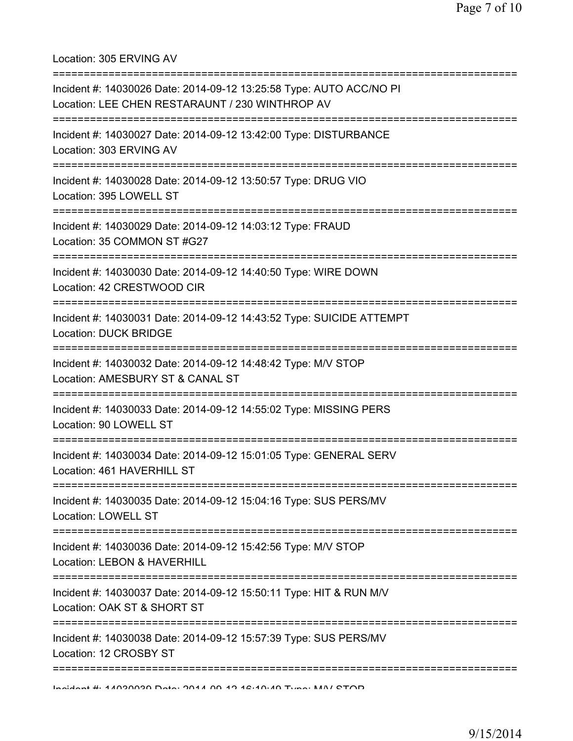Location: 305 ERVING AV

===========================================================================

Incident #: 14030026 Date: 2014-09-12 13:25:58 Type: AUTO ACC/NO PI
Location: LEE CHEN RESTARAUNT / 230 WINTHROP AV

===========================================================================

Incident #: 14030027 Date: 2014-09-12 13:42:00 Type: DISTURBANCE
Location: 303 ERVING AV

===========================================================================

Incident #: 14030028 Date: 2014-09-12 13:50:57 Type: DRUG VIO
Location: 395 LOWELL ST

===========================================================================

Incident #: 14030029 Date: 2014-09-12 14:03:12 Type: FRAUD
Location: 35 COMMON ST #G27

===========================================================================

Incident #: 14030030 Date: 2014-09-12 14:40:50 Type: WIRE DOWN
Location: 42 CRESTWOOD CIR

===========================================================================

Incident #: 14030031 Date: 2014-09-12 14:43:52 Type: SUICIDE ATTEMPT
Location: DUCK BRIDGE

===========================================================================

Incident #: 14030032 Date: 2014-09-12 14:48:42 Type: M/V STOP
Location: AMESBURY ST & CANAL ST

===========================================================================

Incident #: 14030033 Date: 2014-09-12 14:55:02 Type: MISSING PERS
Location: 90 LOWELL ST

===========================================================================

Incident #: 14030034 Date: 2014-09-12 15:01:05 Type: GENERAL SERV
Location: 461 HAVERHILL ST

===========================================================================

Incident #: 14030035 Date: 2014-09-12 15:04:16 Type: SUS PERS/MV
Location: LOWELL ST

===========================================================================

Incident #: 14030036 Date: 2014-09-12 15:42:56 Type: M/V STOP
Location: LEBON & HAVERHILL

===========================================================================

Incident #: 14030037 Date: 2014-09-12 15:50:11 Type: HIT & RUN M/V
Location: OAK ST & SHORT ST

===========================================================================

Incident #: 14030038 Date: 2014-09-12 15:57:39 Type: SUS PERS/MV
Location: 12 CROSBY ST

===========================================================================

Incident #: 14030039 Date: 2014-09-12 16:10:49 Type: M/V STOP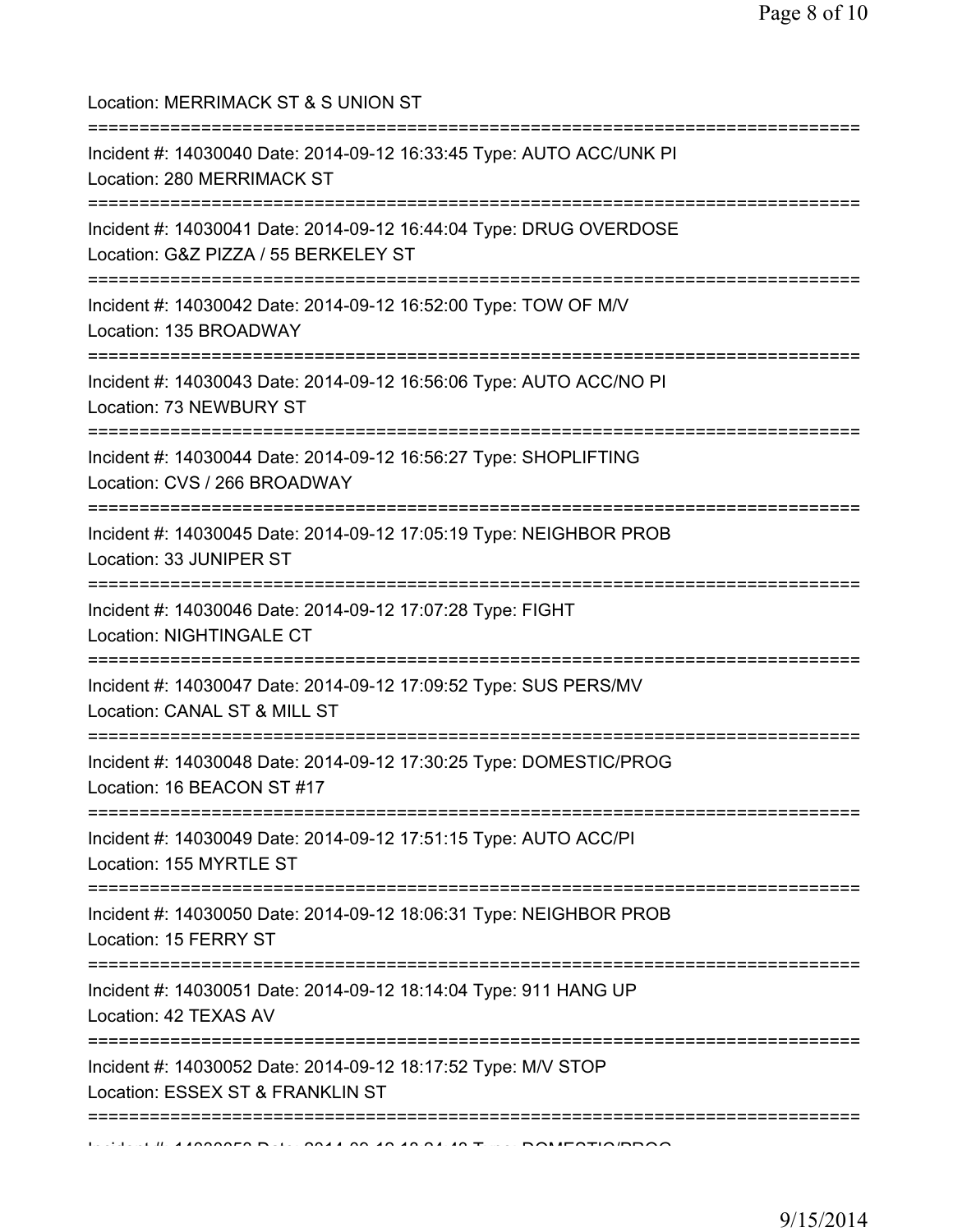Location: MERRIMACK ST & S UNION ST

===========================================================================

Incident #: 14030040 Date: 2014-09-12 16:33:45 Type: AUTO ACC/UNK PI
Location: 280 MERRIMACK ST

===========================================================================

Incident #: 14030041 Date: 2014-09-12 16:44:04 Type: DRUG OVERDOSE
Location: G&Z PIZZA / 55 BERKELEY ST

===========================================================================

Incident #: 14030042 Date: 2014-09-12 16:52:00 Type: TOW OF M/V
Location: 135 BROADWAY

===========================================================================

Incident #: 14030043 Date: 2014-09-12 16:56:06 Type: AUTO ACC/NO PI
Location: 73 NEWBURY ST

===========================================================================

Incident #: 14030044 Date: 2014-09-12 16:56:27 Type: SHOPLIFTING
Location: CVS / 266 BROADWAY

===========================================================================

Incident #: 14030045 Date: 2014-09-12 17:05:19 Type: NEIGHBOR PROB
Location: 33 JUNIPER ST

===========================================================================

Incident #: 14030046 Date: 2014-09-12 17:07:28 Type: FIGHT
Location: NIGHTINGALE CT

===========================================================================

Incident #: 14030047 Date: 2014-09-12 17:09:52 Type: SUS PERS/MV
Location: CANAL ST & MILL ST

===========================================================================

Incident #: 14030048 Date: 2014-09-12 17:30:25 Type: DOMESTIC/PROG
Location: 16 BEACON ST #17

===========================================================================

Incident #: 14030049 Date: 2014-09-12 17:51:15 Type: AUTO ACC/PI
Location: 155 MYRTLE ST

===========================================================================

Incident #: 14030050 Date: 2014-09-12 18:06:31 Type: NEIGHBOR PROB
Location: 15 FERRY ST

===========================================================================

Incident #: 14030051 Date: 2014-09-12 18:14:04 Type: 911 HANG UP
Location: 42 TEXAS AV

===========================================================================

Incident #: 14030052 Date: 2014-09-12 18:17:52 Type: M/V STOP
Location: ESSEX ST & FRANKLIN ST

===========================================================================

Incident #: 14030053 Date: 2014-09-12 18:24:48 Type: DOMESTIC/PROG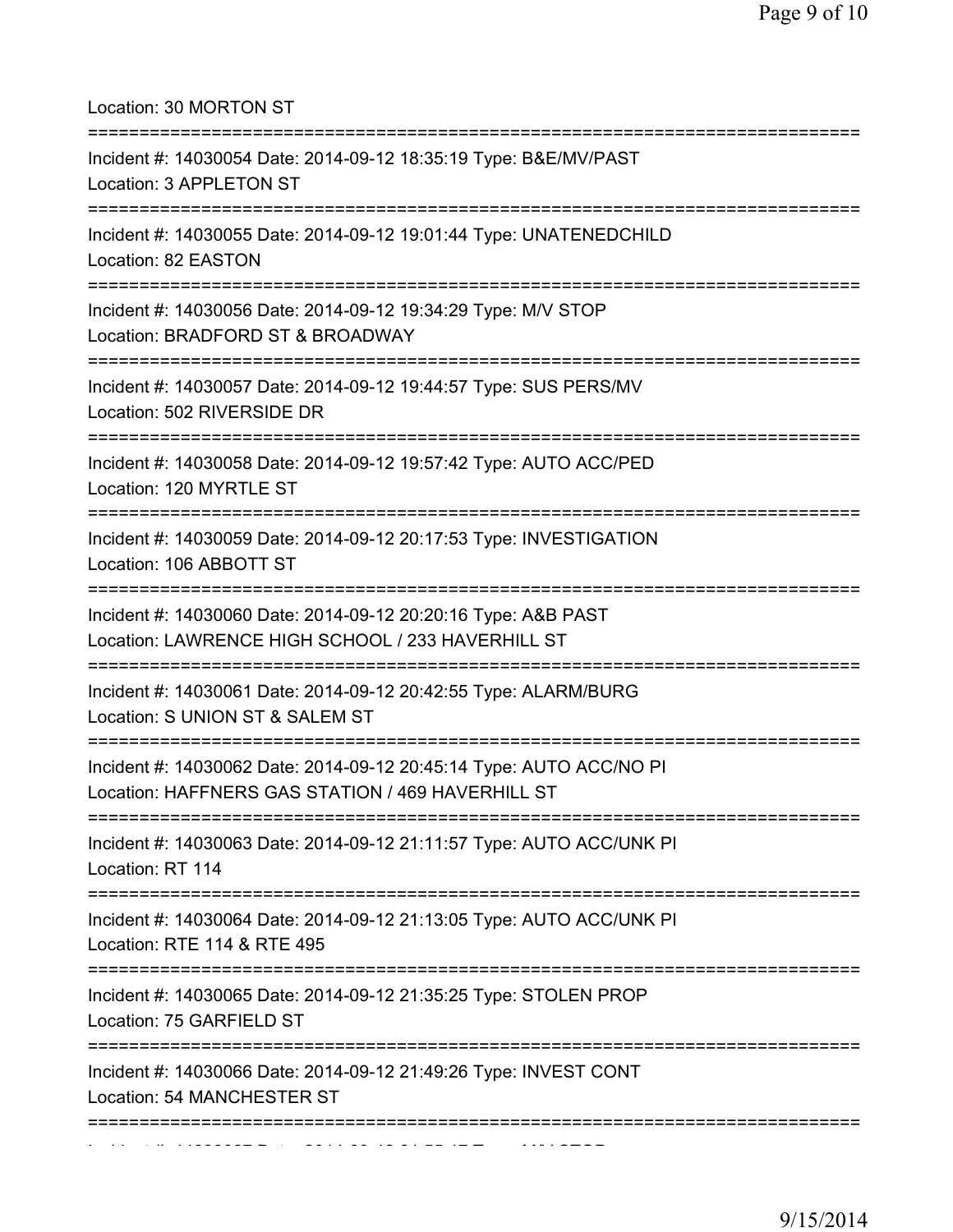Location: 30 MORTON ST

===========================================================================

Incident #: 14030054 Date: 2014-09-12 18:35:19 Type: B&E/MV/PAST

Location: 3 APPLETON ST

===========================================================================

Incident #: 14030055 Date: 2014-09-12 19:01:44 Type: UNATENEDCHILD

Location: 82 EASTON

===========================================================================

Incident #: 14030056 Date: 2014-09-12 19:34:29 Type: M/V STOP

Location: BRADFORD ST & BROADWAY

===========================================================================

Incident #: 14030057 Date: 2014-09-12 19:44:57 Type: SUS PERS/MV

Location: 502 RIVERSIDE DR

===========================================================================

Incident #: 14030058 Date: 2014-09-12 19:57:42 Type: AUTO ACC/PED

Location: 120 MYRTLE ST

===========================================================================

Incident #: 14030059 Date: 2014-09-12 20:17:53 Type: INVESTIGATION

Location: 106 ABBOTT ST

===========================================================================

Incident #: 14030060 Date: 2014-09-12 20:20:16 Type: A&B PAST

Location: LAWRENCE HIGH SCHOOL / 233 HAVERHILL ST

===========================================================================

Incident #: 14030061 Date: 2014-09-12 20:42:55 Type: ALARM/BURG

Location: S UNION ST & SALEM ST

===========================================================================

Incident #: 14030062 Date: 2014-09-12 20:45:14 Type: AUTO ACC/NO PI

Location: HAFFNERS GAS STATION / 469 HAVERHILL ST

===========================================================================

Incident #: 14030063 Date: 2014-09-12 21:11:57 Type: AUTO ACC/UNK PI

Location: RT 114

===========================================================================

Incident #: 14030064 Date: 2014-09-12 21:13:05 Type: AUTO ACC/UNK PI

Location: RTE 114 & RTE 495

===========================================================================

Incident #: 14030065 Date: 2014-09-12 21:35:25 Type: STOLEN PROP

Location: 75 GARFIELD ST

===========================================================================

Incident #: 14030066 Date: 2014-09-12 21:49:26 Type: INVEST CONT

Location: 54 MANCHESTER ST

===========================================================================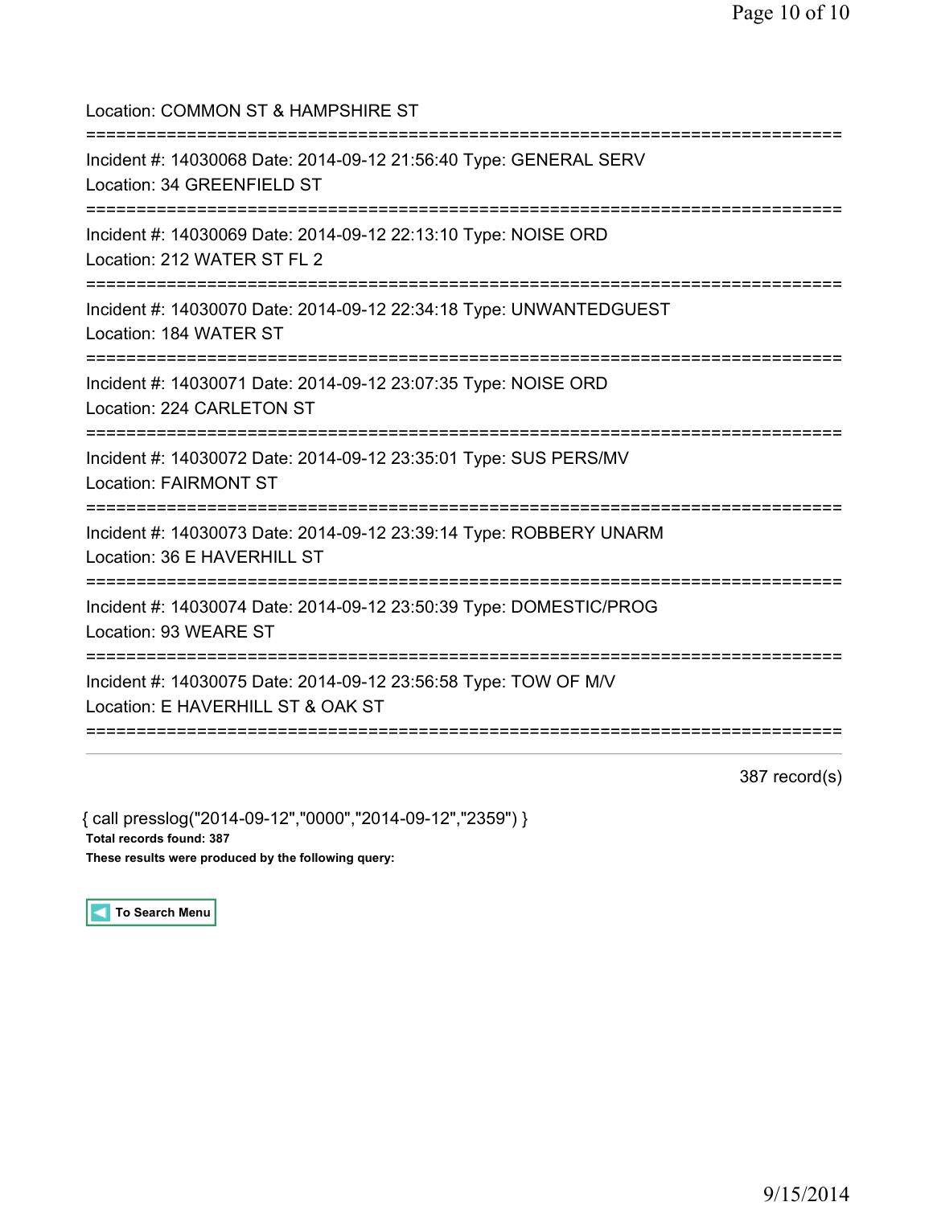Location: COMMON ST & HAMPSHIRE ST

===========================================================================

Incident #: 14030068 Date: 2014-09-12 21:56:40 Type: GENERAL SERV

Location: 34 GREENFIELD ST

===========================================================================

Incident #: 14030069 Date: 2014-09-12 22:13:10 Type: NOISE ORD

Location: 212 WATER ST FL 2

===========================================================================

Incident #: 14030070 Date: 2014-09-12 22:34:18 Type: UNWANTEDGUEST

Location: 184 WATER ST

===========================================================================

Incident #: 14030071 Date: 2014-09-12 23:07:35 Type: NOISE ORD

Location: 224 CARLETON ST

===========================================================================

Incident #: 14030072 Date: 2014-09-12 23:35:01 Type: SUS PERS/MV

Location: FAIRMONT ST

===========================================================================

Incident #: 14030073 Date: 2014-09-12 23:39:14 Type: ROBBERY UNARM

Location: 36 E HAVERHILL ST

===========================================================================

Incident #: 14030074 Date: 2014-09-12 23:50:39 Type: DOMESTIC/PROG

Location: 93 WEARE ST

===========================================================================

Incident #: 14030075 Date: 2014-09-12 23:56:58 Type: TOW OF M/V

Location: E HAVERHILL ST & OAK ST

===========================================================================

387 record(s)

{ call presslog("2014-09-12","0000","2014-09-12","2359") }

**Total records found: 387**

**These results were produced by the following query:**

To Search Menu

9/15/2014